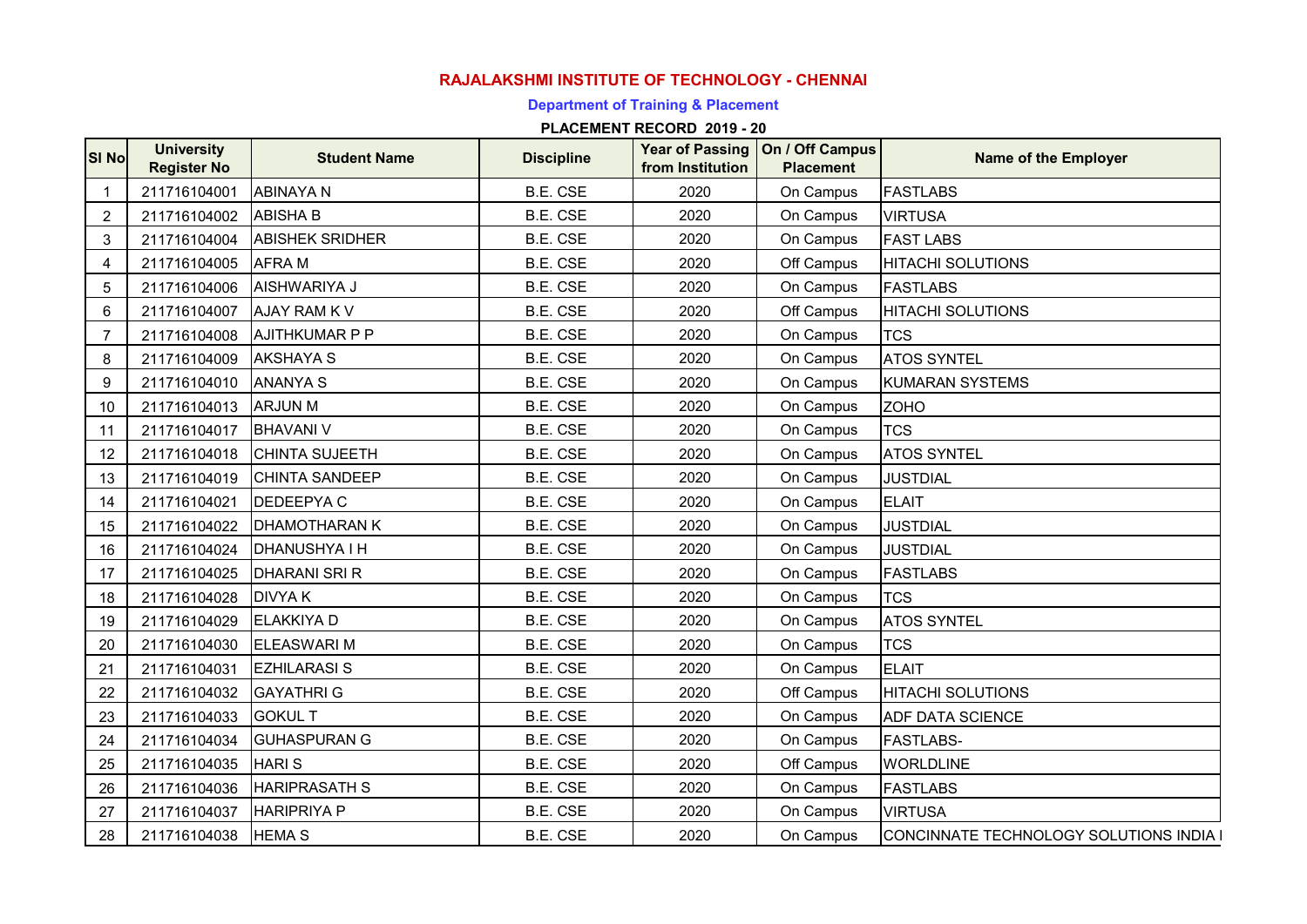# RAJALAKSHMI INSTITUTE OF TECHNOLOGY - CHENNAI

## Department of Training & Placement

### PLACEMENT RECORD 2019 - 20

| Sl No | University Register No | Student Name | Discipline | Year of Passing from Institution | On / Off Campus Placement | Name of the Employer |
|---|---|---|---|---|---|---|
| 1 | 211716104001 | ABINAYA N | B.E. CSE | 2020 | On Campus | FASTLABS |
| 2 | 211716104002 | ABISHA B | B.E. CSE | 2020 | On Campus | VIRTUSA |
| 3 | 211716104004 | ABISHEK SRIDHER | B.E. CSE | 2020 | On Campus | FAST LABS |
| 4 | 211716104005 | AFRA M | B.E. CSE | 2020 | Off Campus | HITACHI SOLUTIONS |
| 5 | 211716104006 | AISHWARIYA J | B.E. CSE | 2020 | On Campus | FASTLABS |
| 6 | 211716104007 | AJAY RAM K V | B.E. CSE | 2020 | Off Campus | HITACHI SOLUTIONS |
| 7 | 211716104008 | AJITHKUMAR P P | B.E. CSE | 2020 | On Campus | TCS |
| 8 | 211716104009 | AKSHAYA S | B.E. CSE | 2020 | On Campus | ATOS SYNTEL |
| 9 | 211716104010 | ANANYA S | B.E. CSE | 2020 | On Campus | KUMARAN SYSTEMS |
| 10 | 211716104013 | ARJUN M | B.E. CSE | 2020 | On Campus | ZOHO |
| 11 | 211716104017 | BHAVANI V | B.E. CSE | 2020 | On Campus | TCS |
| 12 | 211716104018 | CHINTA SUJEETH | B.E. CSE | 2020 | On Campus | ATOS SYNTEL |
| 13 | 211716104019 | CHINTA SANDEEP | B.E. CSE | 2020 | On Campus | JUSTDIAL |
| 14 | 211716104021 | DEDEEPYA C | B.E. CSE | 2020 | On Campus | ELAIT |
| 15 | 211716104022 | DHAMOTHARAN K | B.E. CSE | 2020 | On Campus | JUSTDIAL |
| 16 | 211716104024 | DHANUSHYA I H | B.E. CSE | 2020 | On Campus | JUSTDIAL |
| 17 | 211716104025 | DHARANI SRI R | B.E. CSE | 2020 | On Campus | FASTLABS |
| 18 | 211716104028 | DIVYA K | B.E. CSE | 2020 | On Campus | TCS |
| 19 | 211716104029 | ELAKKIYA D | B.E. CSE | 2020 | On Campus | ATOS SYNTEL |
| 20 | 211716104030 | ELEASWARI M | B.E. CSE | 2020 | On Campus | TCS |
| 21 | 211716104031 | EZHILARASI S | B.E. CSE | 2020 | On Campus | ELAIT |
| 22 | 211716104032 | GAYATHRI G | B.E. CSE | 2020 | Off Campus | HITACHI SOLUTIONS |
| 23 | 211716104033 | GOKUL T | B.E. CSE | 2020 | On Campus | ADF DATA SCIENCE |
| 24 | 211716104034 | GUHASPURAN G | B.E. CSE | 2020 | On Campus | FASTLABS- |
| 25 | 211716104035 | HARI S | B.E. CSE | 2020 | Off Campus | WORLDLINE |
| 26 | 211716104036 | HARIPRASATH S | B.E. CSE | 2020 | On Campus | FASTLABS |
| 27 | 211716104037 | HARIPRIYA P | B.E. CSE | 2020 | On Campus | VIRTUSA |
| 28 | 211716104038 | HEMA S | B.E. CSE | 2020 | On Campus | CONCINNATE TECHNOLOGY SOLUTIONS INDIA I |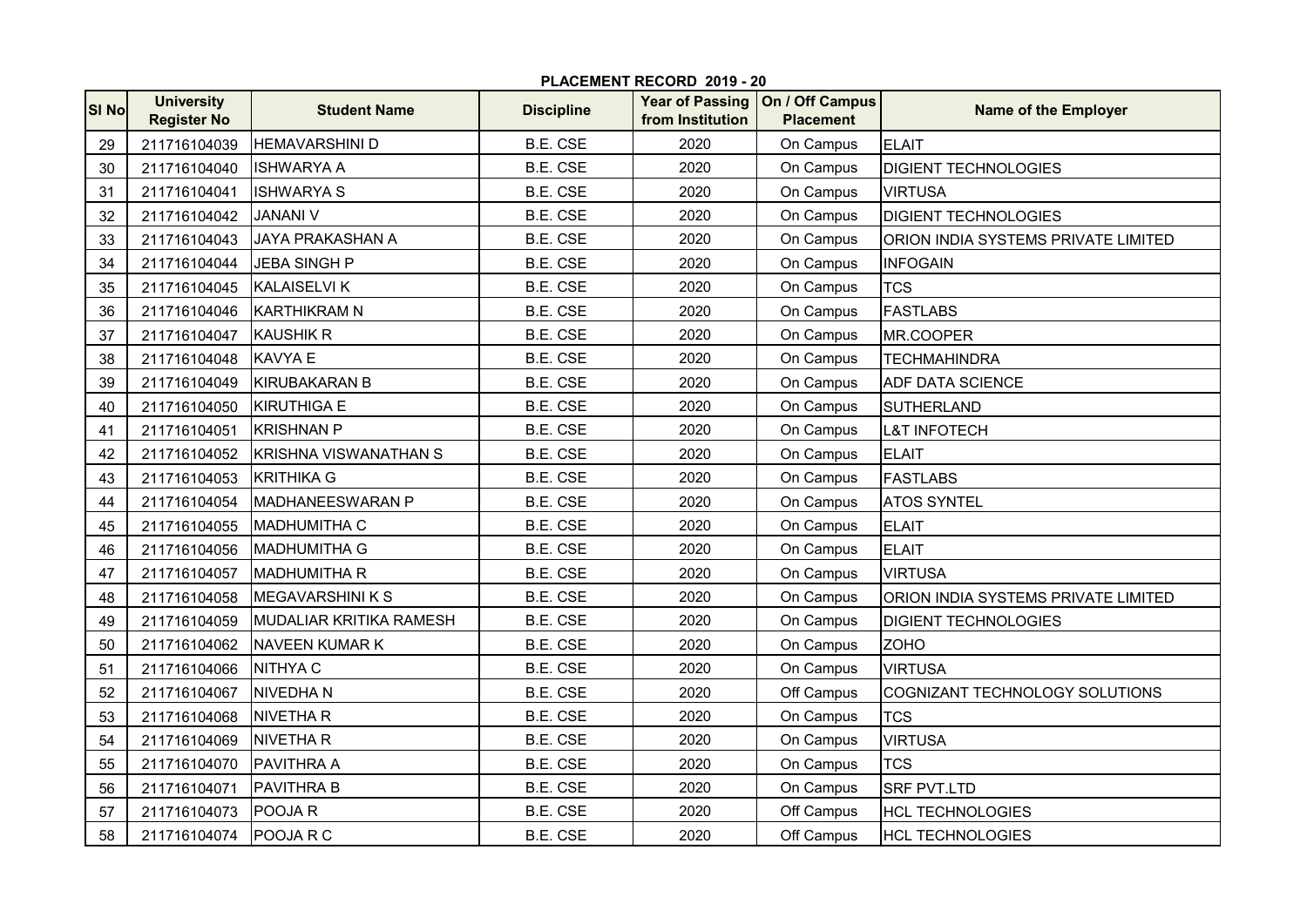## PLACEMENT RECORD 2019 - 20

| Sl No | University Register No | Student Name | Discipline | Year of Passing from Institution | On / Off Campus Placement | Name of the Employer |
|---|---|---|---|---|---|---|
| 29 | 211716104039 | HEMAVARSHINI D | B.E. CSE | 2020 | On Campus | ELAIT |
| 30 | 211716104040 | ISHWARYA A | B.E. CSE | 2020 | On Campus | DIGIENT TECHNOLOGIES |
| 31 | 211716104041 | ISHWARYA S | B.E. CSE | 2020 | On Campus | VIRTUSA |
| 32 | 211716104042 | JANANI V | B.E. CSE | 2020 | On Campus | DIGIENT TECHNOLOGIES |
| 33 | 211716104043 | JAYA PRAKASHAN A | B.E. CSE | 2020 | On Campus | ORION INDIA SYSTEMS PRIVATE LIMITED |
| 34 | 211716104044 | JEBA SINGH P | B.E. CSE | 2020 | On Campus | INFOGAIN |
| 35 | 211716104045 | KALAISELVI K | B.E. CSE | 2020 | On Campus | TCS |
| 36 | 211716104046 | KARTHIKRAM N | B.E. CSE | 2020 | On Campus | FASTLABS |
| 37 | 211716104047 | KAUSHIK R | B.E. CSE | 2020 | On Campus | MR.COOPER |
| 38 | 211716104048 | KAVYA E | B.E. CSE | 2020 | On Campus | TECHMAHINDRA |
| 39 | 211716104049 | KIRUBAKARAN B | B.E. CSE | 2020 | On Campus | ADF DATA SCIENCE |
| 40 | 211716104050 | KIRUTHIGA E | B.E. CSE | 2020 | On Campus | SUTHERLAND |
| 41 | 211716104051 | KRISHNAN P | B.E. CSE | 2020 | On Campus | L&T INFOTECH |
| 42 | 211716104052 | KRISHNA VISWANATHAN S | B.E. CSE | 2020 | On Campus | ELAIT |
| 43 | 211716104053 | KRITHIKA G | B.E. CSE | 2020 | On Campus | FASTLABS |
| 44 | 211716104054 | MADHANEESWARAN P | B.E. CSE | 2020 | On Campus | ATOS SYNTEL |
| 45 | 211716104055 | MADHUMITHA C | B.E. CSE | 2020 | On Campus | ELAIT |
| 46 | 211716104056 | MADHUMITHA G | B.E. CSE | 2020 | On Campus | ELAIT |
| 47 | 211716104057 | MADHUMITHA R | B.E. CSE | 2020 | On Campus | VIRTUSA |
| 48 | 211716104058 | MEGAVARSHINI K S | B.E. CSE | 2020 | On Campus | ORION INDIA SYSTEMS PRIVATE LIMITED |
| 49 | 211716104059 | MUDALIAR KRITIKA RAMESH | B.E. CSE | 2020 | On Campus | DIGIENT TECHNOLOGIES |
| 50 | 211716104062 | NAVEEN KUMAR K | B.E. CSE | 2020 | On Campus | ZOHO |
| 51 | 211716104066 | NITHYA C | B.E. CSE | 2020 | On Campus | VIRTUSA |
| 52 | 211716104067 | NIVEDHA N | B.E. CSE | 2020 | Off Campus | COGNIZANT TECHNOLOGY SOLUTIONS |
| 53 | 211716104068 | NIVETHA R | B.E. CSE | 2020 | On Campus | TCS |
| 54 | 211716104069 | NIVETHA R | B.E. CSE | 2020 | On Campus | VIRTUSA |
| 55 | 211716104070 | PAVITHRA A | B.E. CSE | 2020 | On Campus | TCS |
| 56 | 211716104071 | PAVITHRA B | B.E. CSE | 2020 | On Campus | SRF PVT.LTD |
| 57 | 211716104073 | POOJA R | B.E. CSE | 2020 | Off Campus | HCL TECHNOLOGIES |
| 58 | 211716104074 | POOJA R C | B.E. CSE | 2020 | Off Campus | HCL TECHNOLOGIES |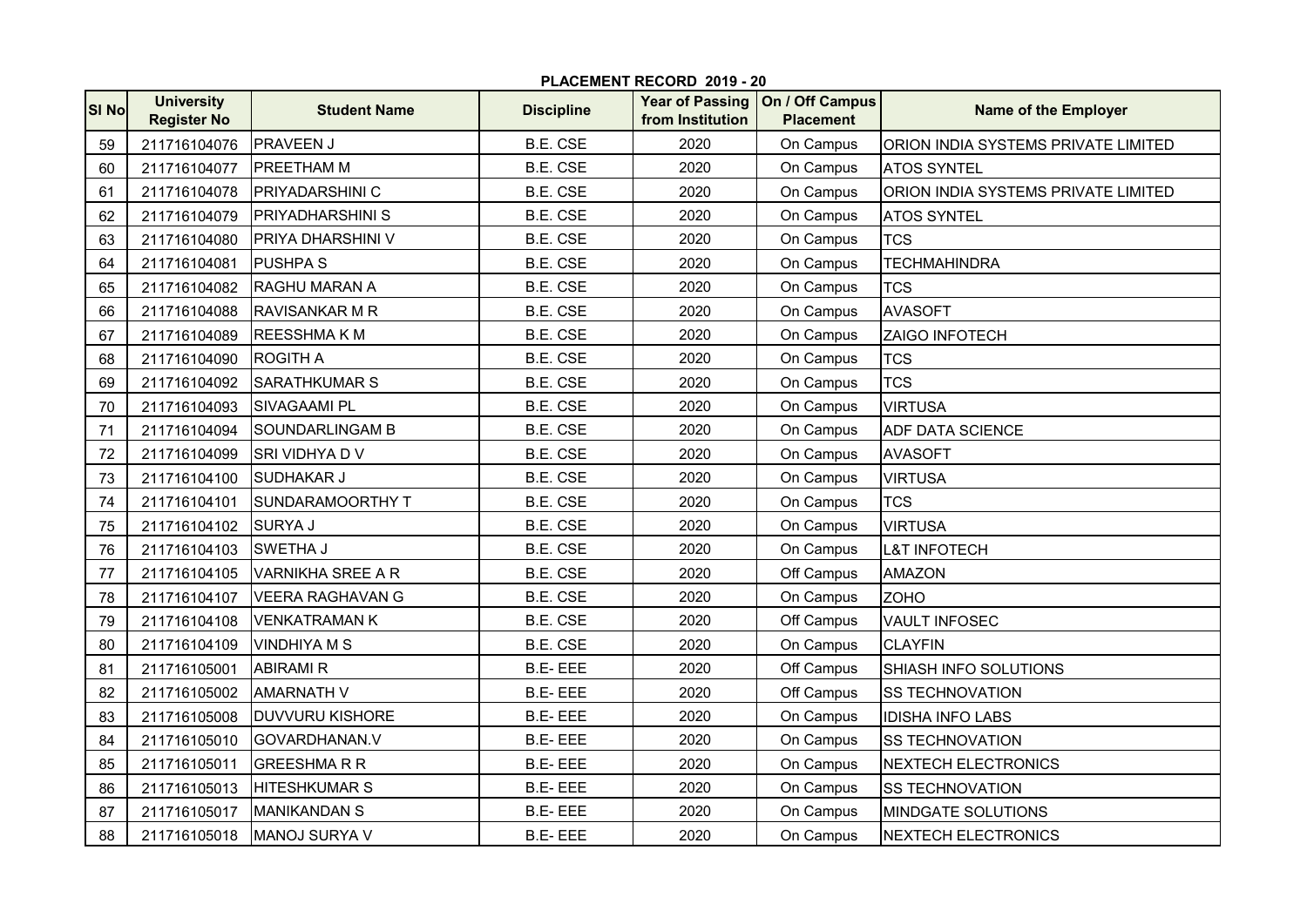**PLACEMENT RECORD 2019 - 20**

| Sl No | University Register No | Student Name | Discipline | Year of Passing from Institution | On / Off Campus Placement | Name of the Employer |
|---|---|---|---|---|---|---|
| 59 | 211716104076 | PRAVEEN J | B.E. CSE | 2020 | On Campus | ORION INDIA SYSTEMS PRIVATE LIMITED |
| 60 | 211716104077 | PREETHAM M | B.E. CSE | 2020 | On Campus | ATOS SYNTEL |
| 61 | 211716104078 | PRIYADARSHINI C | B.E. CSE | 2020 | On Campus | ORION INDIA SYSTEMS PRIVATE LIMITED |
| 62 | 211716104079 | PRIYADHARSHINI S | B.E. CSE | 2020 | On Campus | ATOS SYNTEL |
| 63 | 211716104080 | PRIYA DHARSHINI V | B.E. CSE | 2020 | On Campus | TCS |
| 64 | 211716104081 | PUSHPA S | B.E. CSE | 2020 | On Campus | TECHMAHINDRA |
| 65 | 211716104082 | RAGHU MARAN A | B.E. CSE | 2020 | On Campus | TCS |
| 66 | 211716104088 | RAVISANKAR M R | B.E. CSE | 2020 | On Campus | AVASOFT |
| 67 | 211716104089 | REESSHMA K M | B.E. CSE | 2020 | On Campus | ZAIGO INFOTECH |
| 68 | 211716104090 | ROGITH A | B.E. CSE | 2020 | On Campus | TCS |
| 69 | 211716104092 | SARATHKUMAR S | B.E. CSE | 2020 | On Campus | TCS |
| 70 | 211716104093 | SIVAGAAMI PL | B.E. CSE | 2020 | On Campus | VIRTUSA |
| 71 | 211716104094 | SOUNDARLINGAM B | B.E. CSE | 2020 | On Campus | ADF DATA SCIENCE |
| 72 | 211716104099 | SRI VIDHYA D V | B.E. CSE | 2020 | On Campus | AVASOFT |
| 73 | 211716104100 | SUDHAKAR J | B.E. CSE | 2020 | On Campus | VIRTUSA |
| 74 | 211716104101 | SUNDARAMOORTHY T | B.E. CSE | 2020 | On Campus | TCS |
| 75 | 211716104102 | SURYA J | B.E. CSE | 2020 | On Campus | VIRTUSA |
| 76 | 211716104103 | SWETHA J | B.E. CSE | 2020 | On Campus | L&T INFOTECH |
| 77 | 211716104105 | VARNIKHA SREE A R | B.E. CSE | 2020 | Off Campus | AMAZON |
| 78 | 211716104107 | VEERA RAGHAVAN G | B.E. CSE | 2020 | On Campus | ZOHO |
| 79 | 211716104108 | VENKATRAMAN K | B.E. CSE | 2020 | Off Campus | VAULT INFOSEC |
| 80 | 211716104109 | VINDHIYA M S | B.E. CSE | 2020 | On Campus | CLAYFIN |
| 81 | 211716105001 | ABIRAMI R | B.E- EEE | 2020 | Off Campus | SHIASH INFO SOLUTIONS |
| 82 | 211716105002 | AMARNATH V | B.E- EEE | 2020 | Off Campus | SS TECHNOVATION |
| 83 | 211716105008 | DUVVURU KISHORE | B.E- EEE | 2020 | On Campus | IDISHA INFO LABS |
| 84 | 211716105010 | GOVARDHANAN.V | B.E- EEE | 2020 | On Campus | SS TECHNOVATION |
| 85 | 211716105011 | GREESHMA R R | B.E- EEE | 2020 | On Campus | NEXTECH ELECTRONICS |
| 86 | 211716105013 | HITESHKUMAR S | B.E- EEE | 2020 | On Campus | SS TECHNOVATION |
| 87 | 211716105017 | MANIKANDAN S | B.E- EEE | 2020 | On Campus | MINDGATE SOLUTIONS |
| 88 | 211716105018 | MANOJ SURYA V | B.E- EEE | 2020 | On Campus | NEXTECH ELECTRONICS |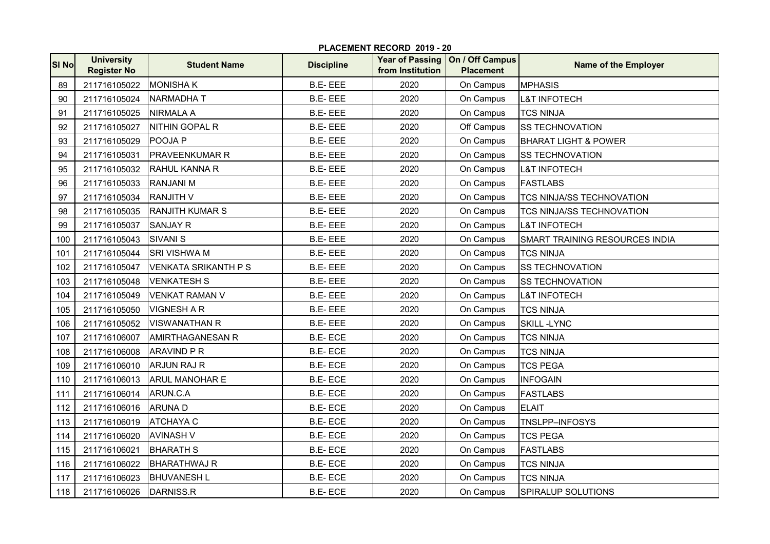**PLACEMENT RECORD 2019 - 20**

| Sl No | University Register No | Student Name | Discipline | Year of Passing from Institution | On / Off Campus Placement | Name of the Employer |
|---|---|---|---|---|---|---|
| 89 | 211716105022 | MONISHA K | B.E- EEE | 2020 | On Campus | MPHASIS |
| 90 | 211716105024 | NARMADHA T | B.E- EEE | 2020 | On Campus | L&T INFOTECH |
| 91 | 211716105025 | NIRMALA A | B.E- EEE | 2020 | On Campus | TCS NINJA |
| 92 | 211716105027 | NITHIN GOPAL R | B.E- EEE | 2020 | Off Campus | SS TECHNOVATION |
| 93 | 211716105029 | POOJA P | B.E- EEE | 2020 | On Campus | BHARAT LIGHT & POWER |
| 94 | 211716105031 | PRAVEENKUMAR R | B.E- EEE | 2020 | On Campus | SS TECHNOVATION |
| 95 | 211716105032 | RAHUL KANNA R | B.E- EEE | 2020 | On Campus | L&T INFOTECH |
| 96 | 211716105033 | RANJANI M | B.E- EEE | 2020 | On Campus | FASTLABS |
| 97 | 211716105034 | RANJITH V | B.E- EEE | 2020 | On Campus | TCS NINJA/SS TECHNOVATION |
| 98 | 211716105035 | RANJITH KUMAR S | B.E- EEE | 2020 | On Campus | TCS NINJA/SS TECHNOVATION |
| 99 | 211716105037 | SANJAY R | B.E- EEE | 2020 | On Campus | L&T INFOTECH |
| 100 | 211716105043 | SIVANI S | B.E- EEE | 2020 | On Campus | SMART TRAINING RESOURCES INDIA |
| 101 | 211716105044 | SRI VISHWA M | B.E- EEE | 2020 | On Campus | TCS NINJA |
| 102 | 211716105047 | VENKATA SRIKANTH P S | B.E- EEE | 2020 | On Campus | SS TECHNOVATION |
| 103 | 211716105048 | VENKATESH S | B.E- EEE | 2020 | On Campus | SS TECHNOVATION |
| 104 | 211716105049 | VENKAT RAMAN V | B.E- EEE | 2020 | On Campus | L&T INFOTECH |
| 105 | 211716105050 | VIGNESH A R | B.E- EEE | 2020 | On Campus | TCS NINJA |
| 106 | 211716105052 | VISWANATHAN R | B.E- EEE | 2020 | On Campus | SKILL -LYNC |
| 107 | 211716106007 | AMIRTHAGANESAN R | B.E- ECE | 2020 | On Campus | TCS NINJA |
| 108 | 211716106008 | ARAVIND P R | B.E- ECE | 2020 | On Campus | TCS NINJA |
| 109 | 211716106010 | ARJUN RAJ R | B.E- ECE | 2020 | On Campus | TCS PEGA |
| 110 | 211716106013 | ARUL MANOHAR E | B.E- ECE | 2020 | On Campus | INFOGAIN |
| 111 | 211716106014 | ARUN.C.A | B.E- ECE | 2020 | On Campus | FASTLABS |
| 112 | 211716106016 | ARUNA D | B.E- ECE | 2020 | On Campus | ELAIT |
| 113 | 211716106019 | ATCHAYA C | B.E- ECE | 2020 | On Campus | TNSLPP–INFOSYS |
| 114 | 211716106020 | AVINASH V | B.E- ECE | 2020 | On Campus | TCS PEGA |
| 115 | 211716106021 | BHARATH S | B.E- ECE | 2020 | On Campus | FASTLABS |
| 116 | 211716106022 | BHARATHWAJ R | B.E- ECE | 2020 | On Campus | TCS NINJA |
| 117 | 211716106023 | BHUVANESH L | B.E- ECE | 2020 | On Campus | TCS NINJA |
| 118 | 211716106026 | DARNISS.R | B.E- ECE | 2020 | On Campus | SPIRALUP SOLUTIONS |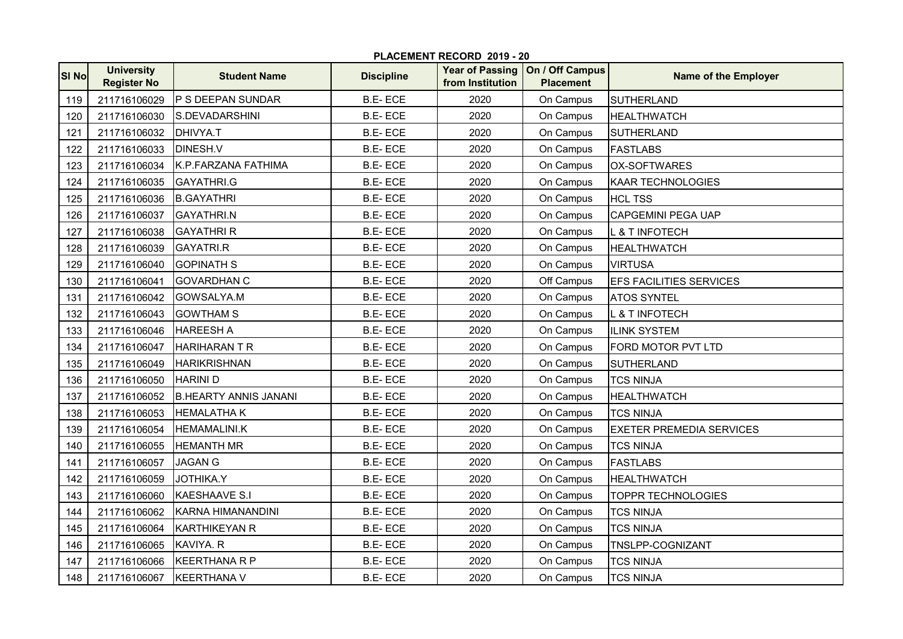**PLACEMENT RECORD 2019 - 20**

| Sl No | University Register No | Student Name | Discipline | Year of Passing from Institution | On / Off Campus Placement | Name of the Employer |
|---|---|---|---|---|---|---|
| 119 | 211716106029 | P S DEEPAN SUNDAR | B.E- ECE | 2020 | On Campus | SUTHERLAND |
| 120 | 211716106030 | S.DEVADARSHINI | B.E- ECE | 2020 | On Campus | HEALTHWATCH |
| 121 | 211716106032 | DHIVYA.T | B.E- ECE | 2020 | On Campus | SUTHERLAND |
| 122 | 211716106033 | DINESH.V | B.E- ECE | 2020 | On Campus | FASTLABS |
| 123 | 211716106034 | K.P.FARZANA FATHIMA | B.E- ECE | 2020 | On Campus | OX-SOFTWARES |
| 124 | 211716106035 | GAYATHRI.G | B.E- ECE | 2020 | On Campus | KAAR TECHNOLOGIES |
| 125 | 211716106036 | B.GAYATHRI | B.E- ECE | 2020 | On Campus | HCL TSS |
| 126 | 211716106037 | GAYATHRI.N | B.E- ECE | 2020 | On Campus | CAPGEMINI PEGA UAP |
| 127 | 211716106038 | GAYATHRI R | B.E- ECE | 2020 | On Campus | L & T INFOTECH |
| 128 | 211716106039 | GAYATRI.R | B.E- ECE | 2020 | On Campus | HEALTHWATCH |
| 129 | 211716106040 | GOPINATH S | B.E- ECE | 2020 | On Campus | VIRTUSA |
| 130 | 211716106041 | GOVARDHAN C | B.E- ECE | 2020 | Off Campus | EFS FACILITIES SERVICES |
| 131 | 211716106042 | GOWSALYA.M | B.E- ECE | 2020 | On Campus | ATOS SYNTEL |
| 132 | 211716106043 | GOWTHAM S | B.E- ECE | 2020 | On Campus | L & T INFOTECH |
| 133 | 211716106046 | HAREESH A | B.E- ECE | 2020 | On Campus | ILINK SYSTEM |
| 134 | 211716106047 | HARIHARAN T R | B.E- ECE | 2020 | On Campus | FORD MOTOR PVT LTD |
| 135 | 211716106049 | HARIKRISHNAN | B.E- ECE | 2020 | On Campus | SUTHERLAND |
| 136 | 211716106050 | HARINI D | B.E- ECE | 2020 | On Campus | TCS NINJA |
| 137 | 211716106052 | B.HEARTY ANNIS JANANI | B.E- ECE | 2020 | On Campus | HEALTHWATCH |
| 138 | 211716106053 | HEMALATHA K | B.E- ECE | 2020 | On Campus | TCS NINJA |
| 139 | 211716106054 | HEMAMALINI.K | B.E- ECE | 2020 | On Campus | EXETER PREMEDIA SERVICES |
| 140 | 211716106055 | HEMANTH MR | B.E- ECE | 2020 | On Campus | TCS NINJA |
| 141 | 211716106057 | JAGAN G | B.E- ECE | 2020 | On Campus | FASTLABS |
| 142 | 211716106059 | JOTHIKA.Y | B.E- ECE | 2020 | On Campus | HEALTHWATCH |
| 143 | 211716106060 | KAESHAAVE S.I | B.E- ECE | 2020 | On Campus | TOPPR TECHNOLOGIES |
| 144 | 211716106062 | KARNA HIMANANDINI | B.E- ECE | 2020 | On Campus | TCS NINJA |
| 145 | 211716106064 | KARTHIKEYAN R | B.E- ECE | 2020 | On Campus | TCS NINJA |
| 146 | 211716106065 | KAVIYA. R | B.E- ECE | 2020 | On Campus | TNSLPP-COGNIZANT |
| 147 | 211716106066 | KEERTHANA R P | B.E- ECE | 2020 | On Campus | TCS NINJA |
| 148 | 211716106067 | KEERTHANA V | B.E- ECE | 2020 | On Campus | TCS NINJA |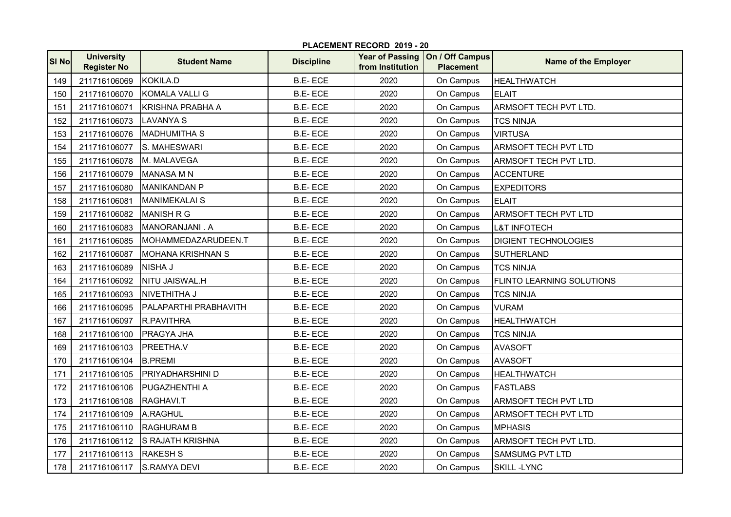# PLACEMENT RECORD 2019 - 20

| Sl No | University Register No | Student Name | Discipline | Year of Passing from Institution | On / Off Campus Placement | Name of the Employer |
|---|---|---|---|---|---|---|
| 149 | 211716106069 | KOKILA.D | B.E- ECE | 2020 | On Campus | HEALTHWATCH |
| 150 | 211716106070 | KOMALA VALLI G | B.E- ECE | 2020 | On Campus | ELAIT |
| 151 | 211716106071 | KRISHNA PRABHA A | B.E- ECE | 2020 | On Campus | ARMSOFT TECH PVT LTD. |
| 152 | 211716106073 | LAVANYA S | B.E- ECE | 2020 | On Campus | TCS NINJA |
| 153 | 211716106076 | MADHUMITHA S | B.E- ECE | 2020 | On Campus | VIRTUSA |
| 154 | 211716106077 | S. MAHESWARI | B.E- ECE | 2020 | On Campus | ARMSOFT TECH PVT LTD |
| 155 | 211716106078 | M. MALAVEGA | B.E- ECE | 2020 | On Campus | ARMSOFT TECH PVT LTD. |
| 156 | 211716106079 | MANASA M N | B.E- ECE | 2020 | On Campus | ACCENTURE |
| 157 | 211716106080 | MANIKANDAN P | B.E- ECE | 2020 | On Campus | EXPEDITORS |
| 158 | 211716106081 | MANIMEKALAI S | B.E- ECE | 2020 | On Campus | ELAIT |
| 159 | 211716106082 | MANISH R G | B.E- ECE | 2020 | On Campus | ARMSOFT TECH PVT LTD |
| 160 | 211716106083 | MANORANJANI . A | B.E- ECE | 2020 | On Campus | L&T INFOTECH |
| 161 | 211716106085 | MOHAMMEDAZARUDEEN.T | B.E- ECE | 2020 | On Campus | DIGIENT TECHNOLOGIES |
| 162 | 211716106087 | MOHANA KRISHNAN S | B.E- ECE | 2020 | On Campus | SUTHERLAND |
| 163 | 211716106089 | NISHA J | B.E- ECE | 2020 | On Campus | TCS NINJA |
| 164 | 211716106092 | NITU JAISWAL.H | B.E- ECE | 2020 | On Campus | FLINTO LEARNING SOLUTIONS |
| 165 | 211716106093 | NIVETHITHA J | B.E- ECE | 2020 | On Campus | TCS NINJA |
| 166 | 211716106095 | PALAPARTHI PRABHAVITH | B.E- ECE | 2020 | On Campus | VURAM |
| 167 | 211716106097 | R.PAVITHRA | B.E- ECE | 2020 | On Campus | HEALTHWATCH |
| 168 | 211716106100 | PRAGYA JHA | B.E- ECE | 2020 | On Campus | TCS NINJA |
| 169 | 211716106103 | PREETHA.V | B.E- ECE | 2020 | On Campus | AVASOFT |
| 170 | 211716106104 | B.PREMI | B.E- ECE | 2020 | On Campus | AVASOFT |
| 171 | 211716106105 | PRIYADHARSHINI D | B.E- ECE | 2020 | On Campus | HEALTHWATCH |
| 172 | 211716106106 | PUGAZHENTHI A | B.E- ECE | 2020 | On Campus | FASTLABS |
| 173 | 211716106108 | RAGHAVI.T | B.E- ECE | 2020 | On Campus | ARMSOFT TECH PVT LTD |
| 174 | 211716106109 | A.RAGHUL | B.E- ECE | 2020 | On Campus | ARMSOFT TECH PVT LTD |
| 175 | 211716106110 | RAGHURAM B | B.E- ECE | 2020 | On Campus | MPHASIS |
| 176 | 211716106112 | S RAJATH KRISHNA | B.E- ECE | 2020 | On Campus | ARMSOFT TECH PVT LTD. |
| 177 | 211716106113 | RAKESH S | B.E- ECE | 2020 | On Campus | SAMSUMG PVT LTD |
| 178 | 211716106117 | S.RAMYA DEVI | B.E- ECE | 2020 | On Campus | SKILL -LYNC |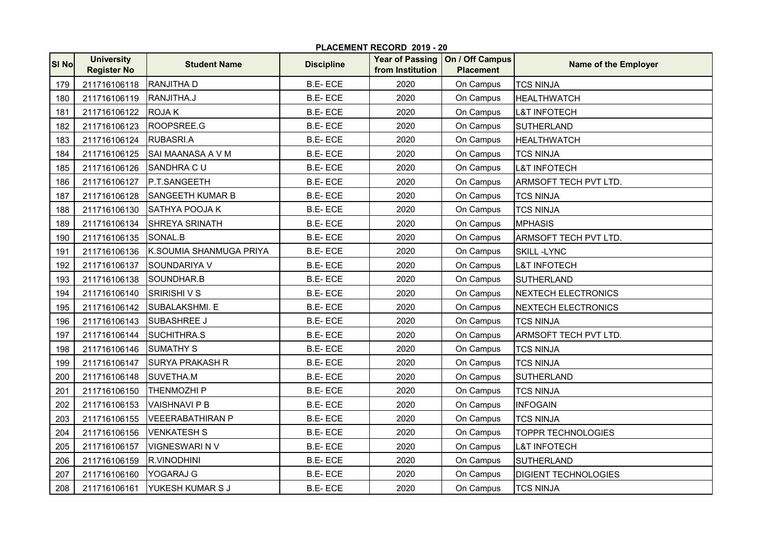**PLACEMENT RECORD 2019 - 20**

| Sl No | University Register No | Student Name | Discipline | Year of Passing from Institution | On / Off Campus Placement | Name of the Employer |
|---|---|---|---|---|---|---|
| 179 | 211716106118 | RANJITHA D | B.E- ECE | 2020 | On Campus | TCS NINJA |
| 180 | 211716106119 | RANJITHA.J | B.E- ECE | 2020 | On Campus | HEALTHWATCH |
| 181 | 211716106122 | ROJA K | B.E- ECE | 2020 | On Campus | L&T INFOTECH |
| 182 | 211716106123 | ROOPSREE.G | B.E- ECE | 2020 | On Campus | SUTHERLAND |
| 183 | 211716106124 | RUBASRI.A | B.E- ECE | 2020 | On Campus | HEALTHWATCH |
| 184 | 211716106125 | SAI MAANASA A V M | B.E- ECE | 2020 | On Campus | TCS NINJA |
| 185 | 211716106126 | SANDHRA C U | B.E- ECE | 2020 | On Campus | L&T INFOTECH |
| 186 | 211716106127 | P.T.SANGEETH | B.E- ECE | 2020 | On Campus | ARMSOFT TECH PVT LTD. |
| 187 | 211716106128 | SANGEETH KUMAR B | B.E- ECE | 2020 | On Campus | TCS NINJA |
| 188 | 211716106130 | SATHYA POOJA K | B.E- ECE | 2020 | On Campus | TCS NINJA |
| 189 | 211716106134 | SHREYA SRINATH | B.E- ECE | 2020 | On Campus | MPHASIS |
| 190 | 211716106135 | SONAL.B | B.E- ECE | 2020 | On Campus | ARMSOFT TECH PVT LTD. |
| 191 | 211716106136 | K.SOUMIA SHANMUGA PRIYA | B.E- ECE | 2020 | On Campus | SKILL -LYNC |
| 192 | 211716106137 | SOUNDARIYA V | B.E- ECE | 2020 | On Campus | L&T INFOTECH |
| 193 | 211716106138 | SOUNDHAR.B | B.E- ECE | 2020 | On Campus | SUTHERLAND |
| 194 | 211716106140 | SRIRISHI V S | B.E- ECE | 2020 | On Campus | NEXTECH ELECTRONICS |
| 195 | 211716106142 | SUBALAKSHMI. E | B.E- ECE | 2020 | On Campus | NEXTECH ELECTRONICS |
| 196 | 211716106143 | SUBASHREE J | B.E- ECE | 2020 | On Campus | TCS NINJA |
| 197 | 211716106144 | SUCHITHRA.S | B.E- ECE | 2020 | On Campus | ARMSOFT TECH PVT LTD. |
| 198 | 211716106146 | SUMATHY S | B.E- ECE | 2020 | On Campus | TCS NINJA |
| 199 | 211716106147 | SURYA PRAKASH R | B.E- ECE | 2020 | On Campus | TCS NINJA |
| 200 | 211716106148 | SUVETHA.M | B.E- ECE | 2020 | On Campus | SUTHERLAND |
| 201 | 211716106150 | THENMOZHI P | B.E- ECE | 2020 | On Campus | TCS NINJA |
| 202 | 211716106153 | VAISHNAVI P B | B.E- ECE | 2020 | On Campus | INFOGAIN |
| 203 | 211716106155 | VEEERABATHIRAN P | B.E- ECE | 2020 | On Campus | TCS NINJA |
| 204 | 211716106156 | VENKATESH S | B.E- ECE | 2020 | On Campus | TOPPR TECHNOLOGIES |
| 205 | 211716106157 | VIGNESWARI N V | B.E- ECE | 2020 | On Campus | L&T INFOTECH |
| 206 | 211716106159 | R.VINODHINI | B.E- ECE | 2020 | On Campus | SUTHERLAND |
| 207 | 211716106160 | YOGARAJ G | B.E- ECE | 2020 | On Campus | DIGIENT TECHNOLOGIES |
| 208 | 211716106161 | YUKESH KUMAR S J | B.E- ECE | 2020 | On Campus | TCS NINJA |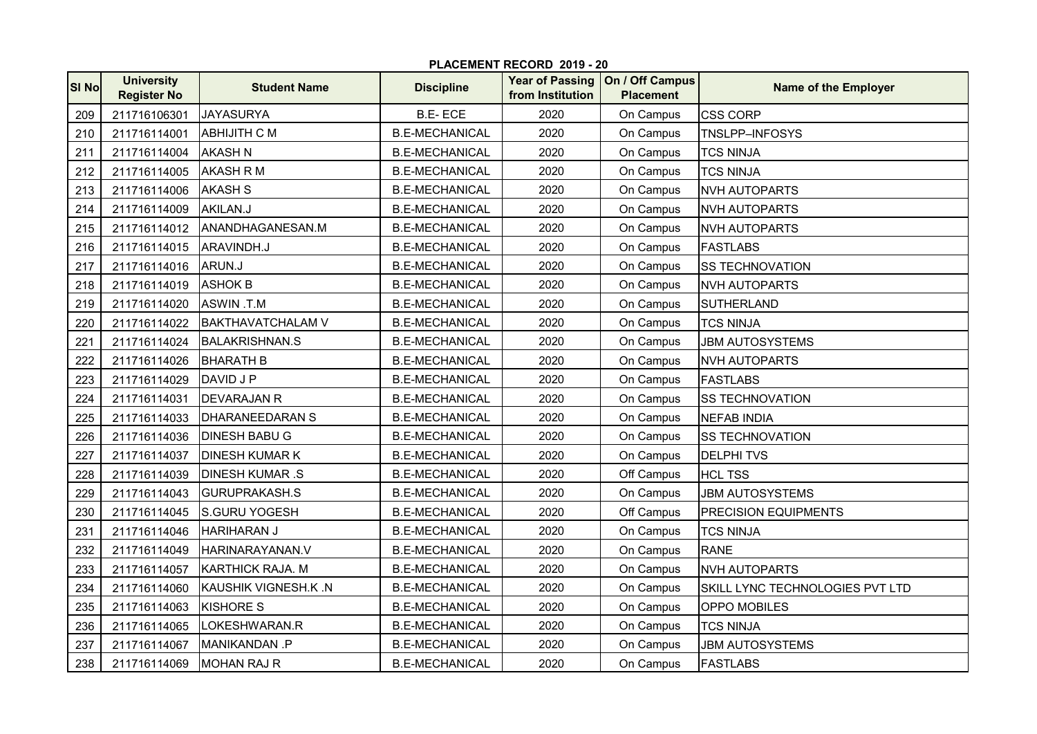**PLACEMENT RECORD 2019 - 20**

| Sl No | University Register No | Student Name | Discipline | Year of Passing from Institution | On / Off Campus Placement | Name of the Employer |
|---|---|---|---|---|---|---|
| 209 | 211716106301 | JAYASURYA | B.E- ECE | 2020 | On Campus | CSS CORP |
| 210 | 211716114001 | ABHIJITH C M | B.E-MECHANICAL | 2020 | On Campus | TNSLPP–INFOSYS |
| 211 | 211716114004 | AKASH N | B.E-MECHANICAL | 2020 | On Campus | TCS NINJA |
| 212 | 211716114005 | AKASH R M | B.E-MECHANICAL | 2020 | On Campus | TCS NINJA |
| 213 | 211716114006 | AKASH S | B.E-MECHANICAL | 2020 | On Campus | NVH AUTOPARTS |
| 214 | 211716114009 | AKILAN.J | B.E-MECHANICAL | 2020 | On Campus | NVH AUTOPARTS |
| 215 | 211716114012 | ANANDHAGANESAN.M | B.E-MECHANICAL | 2020 | On Campus | NVH AUTOPARTS |
| 216 | 211716114015 | ARAVINDH.J | B.E-MECHANICAL | 2020 | On Campus | FASTLABS |
| 217 | 211716114016 | ARUN.J | B.E-MECHANICAL | 2020 | On Campus | SS TECHNOVATION |
| 218 | 211716114019 | ASHOK B | B.E-MECHANICAL | 2020 | On Campus | NVH AUTOPARTS |
| 219 | 211716114020 | ASWIN .T.M | B.E-MECHANICAL | 2020 | On Campus | SUTHERLAND |
| 220 | 211716114022 | BAKTHAVATCHALAM V | B.E-MECHANICAL | 2020 | On Campus | TCS NINJA |
| 221 | 211716114024 | BALAKRISHNAN.S | B.E-MECHANICAL | 2020 | On Campus | JBM AUTOSYSTEMS |
| 222 | 211716114026 | BHARATH B | B.E-MECHANICAL | 2020 | On Campus | NVH AUTOPARTS |
| 223 | 211716114029 | DAVID J P | B.E-MECHANICAL | 2020 | On Campus | FASTLABS |
| 224 | 211716114031 | DEVARAJAN R | B.E-MECHANICAL | 2020 | On Campus | SS TECHNOVATION |
| 225 | 211716114033 | DHARANEEDARAN S | B.E-MECHANICAL | 2020 | On Campus | NEFAB INDIA |
| 226 | 211716114036 | DINESH BABU G | B.E-MECHANICAL | 2020 | On Campus | SS TECHNOVATION |
| 227 | 211716114037 | DINESH KUMAR K | B.E-MECHANICAL | 2020 | On Campus | DELPHI TVS |
| 228 | 211716114039 | DINESH KUMAR .S | B.E-MECHANICAL | 2020 | Off Campus | HCL TSS |
| 229 | 211716114043 | GURUPRAKASH.S | B.E-MECHANICAL | 2020 | On Campus | JBM AUTOSYSTEMS |
| 230 | 211716114045 | S.GURU YOGESH | B.E-MECHANICAL | 2020 | Off Campus | PRECISION EQUIPMENTS |
| 231 | 211716114046 | HARIHARAN J | B.E-MECHANICAL | 2020 | On Campus | TCS NINJA |
| 232 | 211716114049 | HARINARAYANAN.V | B.E-MECHANICAL | 2020 | On Campus | RANE |
| 233 | 211716114057 | KARTHICK RAJA. M | B.E-MECHANICAL | 2020 | On Campus | NVH AUTOPARTS |
| 234 | 211716114060 | KAUSHIK VIGNESH.K .N | B.E-MECHANICAL | 2020 | On Campus | SKILL LYNC TECHNOLOGIES PVT LTD |
| 235 | 211716114063 | KISHORE S | B.E-MECHANICAL | 2020 | On Campus | OPPO MOBILES |
| 236 | 211716114065 | LOKESHWARAN.R | B.E-MECHANICAL | 2020 | On Campus | TCS NINJA |
| 237 | 211716114067 | MANIKANDAN .P | B.E-MECHANICAL | 2020 | On Campus | JBM AUTOSYSTEMS |
| 238 | 211716114069 | MOHAN RAJ R | B.E-MECHANICAL | 2020 | On Campus | FASTLABS |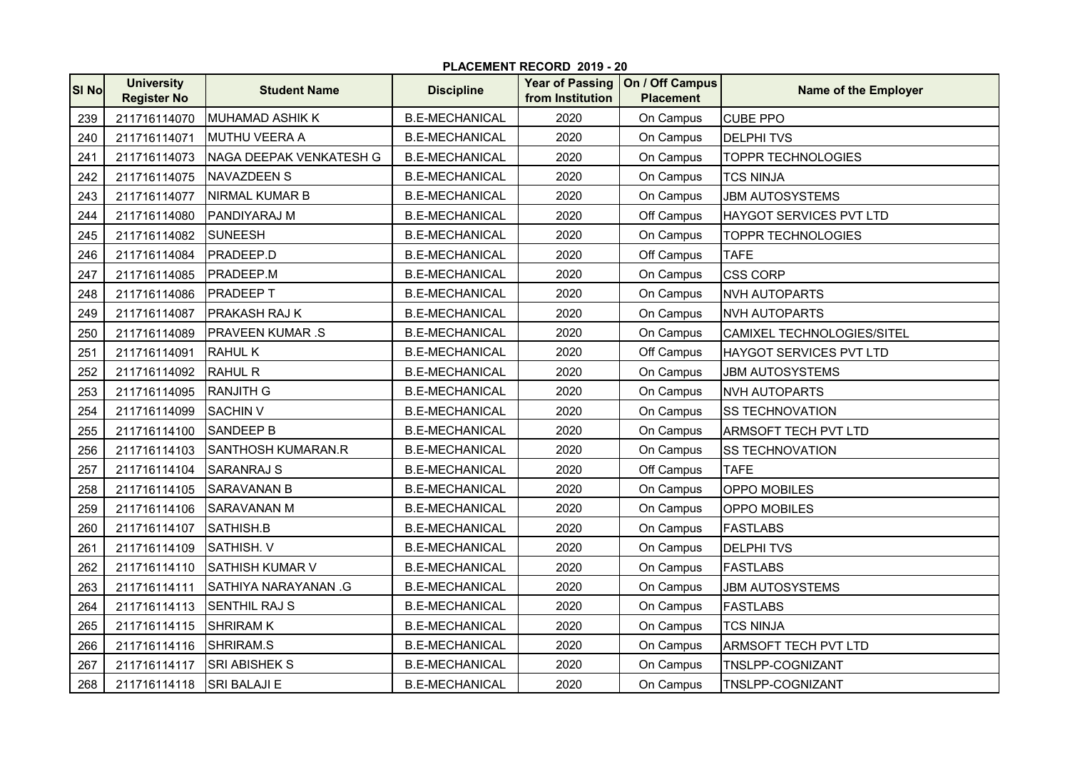**PLACEMENT RECORD 2019 - 20**

| Sl No | University Register No | Student Name | Discipline | Year of Passing from Institution | On / Off Campus Placement | Name of the Employer |
|---|---|---|---|---|---|---|
| 239 | 211716114070 | MUHAMAD ASHIK K | B.E-MECHANICAL | 2020 | On Campus | CUBE PPO |
| 240 | 211716114071 | MUTHU VEERA A | B.E-MECHANICAL | 2020 | On Campus | DELPHI TVS |
| 241 | 211716114073 | NAGA DEEPAK VENKATESH G | B.E-MECHANICAL | 2020 | On Campus | TOPPR TECHNOLOGIES |
| 242 | 211716114075 | NAVAZDEEN S | B.E-MECHANICAL | 2020 | On Campus | TCS NINJA |
| 243 | 211716114077 | NIRMAL KUMAR B | B.E-MECHANICAL | 2020 | On Campus | JBM AUTOSYSTEMS |
| 244 | 211716114080 | PANDIYARAJ M | B.E-MECHANICAL | 2020 | Off Campus | HAYGOT SERVICES PVT LTD |
| 245 | 211716114082 | SUNEESH | B.E-MECHANICAL | 2020 | On Campus | TOPPR TECHNOLOGIES |
| 246 | 211716114084 | PRADEEP.D | B.E-MECHANICAL | 2020 | Off Campus | TAFE |
| 247 | 211716114085 | PRADEEP.M | B.E-MECHANICAL | 2020 | On Campus | CSS CORP |
| 248 | 211716114086 | PRADEEP T | B.E-MECHANICAL | 2020 | On Campus | NVH AUTOPARTS |
| 249 | 211716114087 | PRAKASH RAJ K | B.E-MECHANICAL | 2020 | On Campus | NVH AUTOPARTS |
| 250 | 211716114089 | PRAVEEN KUMAR .S | B.E-MECHANICAL | 2020 | On Campus | CAMIXEL TECHNOLOGIES/SITEL |
| 251 | 211716114091 | RAHUL K | B.E-MECHANICAL | 2020 | Off Campus | HAYGOT SERVICES PVT LTD |
| 252 | 211716114092 | RAHUL R | B.E-MECHANICAL | 2020 | On Campus | JBM AUTOSYSTEMS |
| 253 | 211716114095 | RANJITH G | B.E-MECHANICAL | 2020 | On Campus | NVH AUTOPARTS |
| 254 | 211716114099 | SACHIN V | B.E-MECHANICAL | 2020 | On Campus | SS TECHNOVATION |
| 255 | 211716114100 | SANDEEP B | B.E-MECHANICAL | 2020 | On Campus | ARMSOFT TECH PVT LTD |
| 256 | 211716114103 | SANTHOSH KUMARAN.R | B.E-MECHANICAL | 2020 | On Campus | SS TECHNOVATION |
| 257 | 211716114104 | SARANRAJ S | B.E-MECHANICAL | 2020 | Off Campus | TAFE |
| 258 | 211716114105 | SARAVANAN B | B.E-MECHANICAL | 2020 | On Campus | OPPO MOBILES |
| 259 | 211716114106 | SARAVANAN M | B.E-MECHANICAL | 2020 | On Campus | OPPO MOBILES |
| 260 | 211716114107 | SATHISH.B | B.E-MECHANICAL | 2020 | On Campus | FASTLABS |
| 261 | 211716114109 | SATHISH. V | B.E-MECHANICAL | 2020 | On Campus | DELPHI TVS |
| 262 | 211716114110 | SATHISH KUMAR V | B.E-MECHANICAL | 2020 | On Campus | FASTLABS |
| 263 | 211716114111 | SATHIYA NARAYANAN .G | B.E-MECHANICAL | 2020 | On Campus | JBM AUTOSYSTEMS |
| 264 | 211716114113 | SENTHIL RAJ S | B.E-MECHANICAL | 2020 | On Campus | FASTLABS |
| 265 | 211716114115 | SHRIRAM K | B.E-MECHANICAL | 2020 | On Campus | TCS NINJA |
| 266 | 211716114116 | SHRIRAM.S | B.E-MECHANICAL | 2020 | On Campus | ARMSOFT TECH PVT LTD |
| 267 | 211716114117 | SRI ABISHEK S | B.E-MECHANICAL | 2020 | On Campus | TNSLPP-COGNIZANT |
| 268 | 211716114118 | SRI BALAJI E | B.E-MECHANICAL | 2020 | On Campus | TNSLPP-COGNIZANT |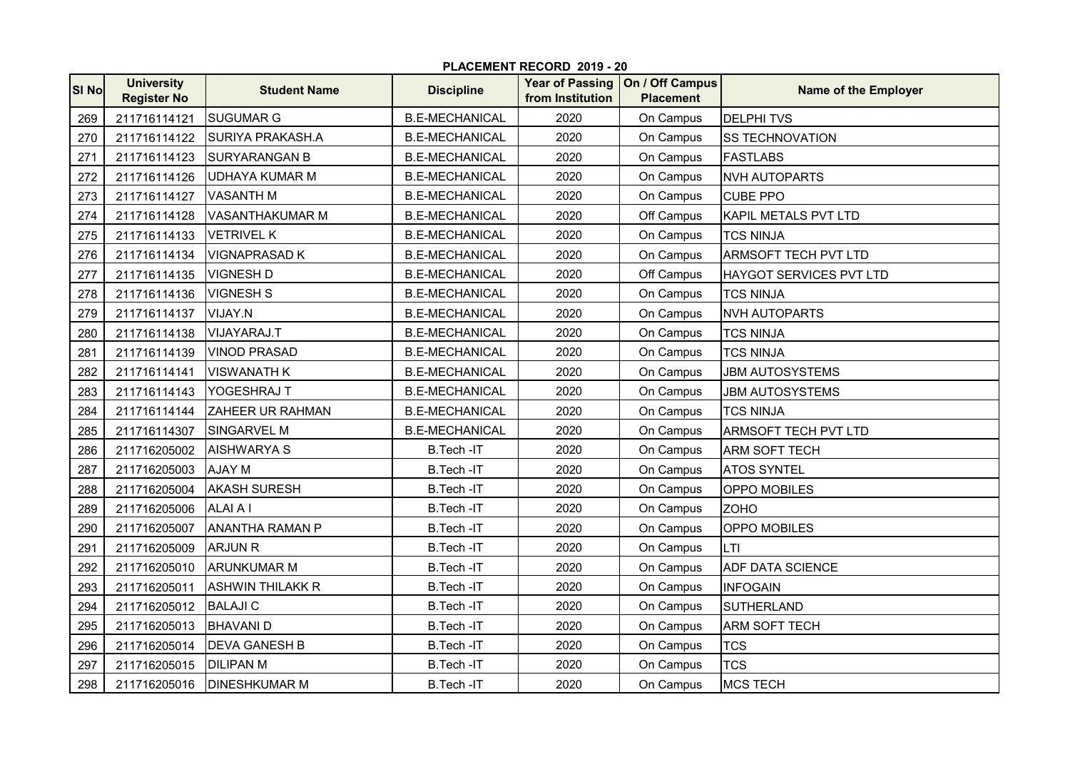**PLACEMENT RECORD 2019 - 20**

| SI No | University Register No | Student Name | Discipline | Year of Passing from Institution | On / Off Campus Placement | Name of the Employer |
|---|---|---|---|---|---|---|
| 269 | 211716114121 | SUGUMAR G | B.E-MECHANICAL | 2020 | On Campus | DELPHI TVS |
| 270 | 211716114122 | SURIYA PRAKASH.A | B.E-MECHANICAL | 2020 | On Campus | SS TECHNOVATION |
| 271 | 211716114123 | SURYARANGAN B | B.E-MECHANICAL | 2020 | On Campus | FASTLABS |
| 272 | 211716114126 | UDHAYA KUMAR M | B.E-MECHANICAL | 2020 | On Campus | NVH AUTOPARTS |
| 273 | 211716114127 | VASANTH M | B.E-MECHANICAL | 2020 | On Campus | CUBE PPO |
| 274 | 211716114128 | VASANTHAKUMAR M | B.E-MECHANICAL | 2020 | Off Campus | KAPIL METALS PVT LTD |
| 275 | 211716114133 | VETRIVEL K | B.E-MECHANICAL | 2020 | On Campus | TCS NINJA |
| 276 | 211716114134 | VIGNAPRASAD K | B.E-MECHANICAL | 2020 | On Campus | ARMSOFT TECH PVT LTD |
| 277 | 211716114135 | VIGNESH D | B.E-MECHANICAL | 2020 | Off Campus | HAYGOT SERVICES PVT LTD |
| 278 | 211716114136 | VIGNESH S | B.E-MECHANICAL | 2020 | On Campus | TCS NINJA |
| 279 | 211716114137 | VIJAY.N | B.E-MECHANICAL | 2020 | On Campus | NVH AUTOPARTS |
| 280 | 211716114138 | VIJAYARAJ.T | B.E-MECHANICAL | 2020 | On Campus | TCS NINJA |
| 281 | 211716114139 | VINOD PRASAD | B.E-MECHANICAL | 2020 | On Campus | TCS NINJA |
| 282 | 211716114141 | VISWANATH K | B.E-MECHANICAL | 2020 | On Campus | JBM AUTOSYSTEMS |
| 283 | 211716114143 | YOGESHRAJ T | B.E-MECHANICAL | 2020 | On Campus | JBM AUTOSYSTEMS |
| 284 | 211716114144 | ZAHEER UR RAHMAN | B.E-MECHANICAL | 2020 | On Campus | TCS NINJA |
| 285 | 211716114307 | SINGARVEL M | B.E-MECHANICAL | 2020 | On Campus | ARMSOFT TECH PVT LTD |
| 286 | 211716205002 | AISHWARYA S | B.Tech -IT | 2020 | On Campus | ARM SOFT TECH |
| 287 | 211716205003 | AJAY M | B.Tech -IT | 2020 | On Campus | ATOS SYNTEL |
| 288 | 211716205004 | AKASH SURESH | B.Tech -IT | 2020 | On Campus | OPPO MOBILES |
| 289 | 211716205006 | ALAI A I | B.Tech -IT | 2020 | On Campus | ZOHO |
| 290 | 211716205007 | ANANTHA RAMAN P | B.Tech -IT | 2020 | On Campus | OPPO MOBILES |
| 291 | 211716205009 | ARJUN R | B.Tech -IT | 2020 | On Campus | LTI |
| 292 | 211716205010 | ARUNKUMAR M | B.Tech -IT | 2020 | On Campus | ADF DATA SCIENCE |
| 293 | 211716205011 | ASHWIN THILAKK R | B.Tech -IT | 2020 | On Campus | INFOGAIN |
| 294 | 211716205012 | BALAJI C | B.Tech -IT | 2020 | On Campus | SUTHERLAND |
| 295 | 211716205013 | BHAVANI D | B.Tech -IT | 2020 | On Campus | ARM SOFT TECH |
| 296 | 211716205014 | DEVA GANESH B | B.Tech -IT | 2020 | On Campus | TCS |
| 297 | 211716205015 | DILIPAN M | B.Tech -IT | 2020 | On Campus | TCS |
| 298 | 211716205016 | DINESHKUMAR M | B.Tech -IT | 2020 | On Campus | MCS TECH |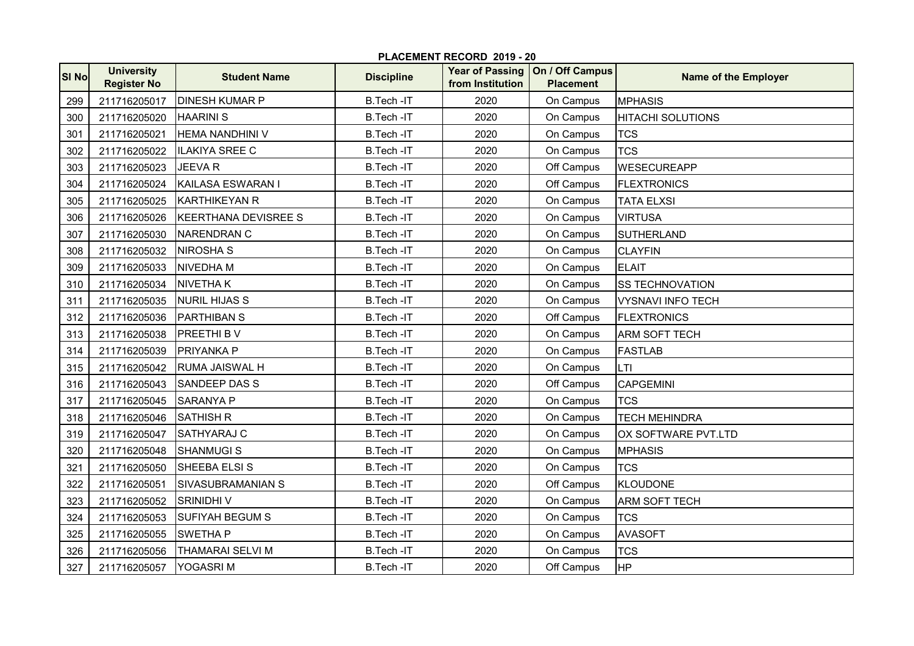**PLACEMENT RECORD 2019 - 20**

| Sl No | University Register No | Student Name | Discipline | Year of Passing from Institution | On / Off Campus Placement | Name of the Employer |
|---|---|---|---|---|---|---|
| 299 | 211716205017 | DINESH KUMAR P | B.Tech -IT | 2020 | On Campus | MPHASIS |
| 300 | 211716205020 | HAARINI S | B.Tech -IT | 2020 | On Campus | HITACHI SOLUTIONS |
| 301 | 211716205021 | HEMA NANDHINI V | B.Tech -IT | 2020 | On Campus | TCS |
| 302 | 211716205022 | ILAKIYA SREE C | B.Tech -IT | 2020 | On Campus | TCS |
| 303 | 211716205023 | JEEVA R | B.Tech -IT | 2020 | Off Campus | WESECUREAPP |
| 304 | 211716205024 | KAILASA ESWARAN I | B.Tech -IT | 2020 | Off Campus | FLEXTRONICS |
| 305 | 211716205025 | KARTHIKEYAN R | B.Tech -IT | 2020 | On Campus | TATA ELXSI |
| 306 | 211716205026 | KEERTHANA DEVISREE S | B.Tech -IT | 2020 | On Campus | VIRTUSA |
| 307 | 211716205030 | NARENDRAN C | B.Tech -IT | 2020 | On Campus | SUTHERLAND |
| 308 | 211716205032 | NIROSHA S | B.Tech -IT | 2020 | On Campus | CLAYFIN |
| 309 | 211716205033 | NIVEDHA M | B.Tech -IT | 2020 | On Campus | ELAIT |
| 310 | 211716205034 | NIVETHA K | B.Tech -IT | 2020 | On Campus | SS TECHNOVATION |
| 311 | 211716205035 | NURIL HIJAS S | B.Tech -IT | 2020 | On Campus | VYSNAVI INFO TECH |
| 312 | 211716205036 | PARTHIBAN S | B.Tech -IT | 2020 | Off Campus | FLEXTRONICS |
| 313 | 211716205038 | PREETHI B V | B.Tech -IT | 2020 | On Campus | ARM SOFT TECH |
| 314 | 211716205039 | PRIYANKA P | B.Tech -IT | 2020 | On Campus | FASTLAB |
| 315 | 211716205042 | RUMA JAISWAL H | B.Tech -IT | 2020 | On Campus | LTI |
| 316 | 211716205043 | SANDEEP DAS S | B.Tech -IT | 2020 | Off Campus | CAPGEMINI |
| 317 | 211716205045 | SARANYA P | B.Tech -IT | 2020 | On Campus | TCS |
| 318 | 211716205046 | SATHISH R | B.Tech -IT | 2020 | On Campus | TECH MEHINDRA |
| 319 | 211716205047 | SATHYARAJ C | B.Tech -IT | 2020 | On Campus | OX SOFTWARE PVT.LTD |
| 320 | 211716205048 | SHANMUGI S | B.Tech -IT | 2020 | On Campus | MPHASIS |
| 321 | 211716205050 | SHEEBA ELSI S | B.Tech -IT | 2020 | On Campus | TCS |
| 322 | 211716205051 | SIVASUBRAMANIAN S | B.Tech -IT | 2020 | Off Campus | KLOUDONE |
| 323 | 211716205052 | SRINIDHI V | B.Tech -IT | 2020 | On Campus | ARM SOFT TECH |
| 324 | 211716205053 | SUFIYAH BEGUM S | B.Tech -IT | 2020 | On Campus | TCS |
| 325 | 211716205055 | SWETHA P | B.Tech -IT | 2020 | On Campus | AVASOFT |
| 326 | 211716205056 | THAMARAI SELVI M | B.Tech -IT | 2020 | On Campus | TCS |
| 327 | 211716205057 | YOGASRI M | B.Tech -IT | 2020 | Off Campus | HP |